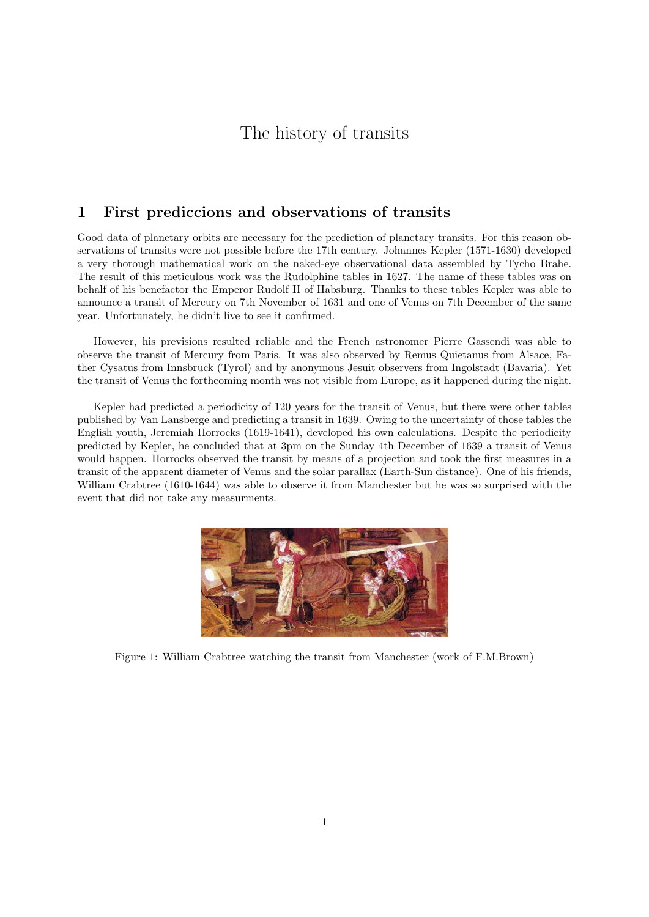# The history of transits

## 1 First prediccions and observations of transits

Good data of planetary orbits are necessary for the prediction of planetary transits. For this reason observations of transits were not possible before the 17th century. Johannes Kepler (1571-1630) developed a very thorough mathematical work on the naked-eye observational data assembled by Tycho Brahe. The result of this meticulous work was the Rudolphine tables in 1627. The name of these tables was on behalf of his benefactor the Emperor Rudolf II of Habsburg. Thanks to these tables Kepler was able to announce a transit of Mercury on 7th November of 1631 and one of Venus on 7th December of the same year. Unfortunately, he didn't live to see it confirmed.

However, his previsions resulted reliable and the French astronomer Pierre Gassendi was able to observe the transit of Mercury from Paris. It was also observed by Remus Quietanus from Alsace, Father Cysatus from Innsbruck (Tyrol) and by anonymous Jesuit observers from Ingolstadt (Bavaria). Yet the transit of Venus the forthcoming month was not visible from Europe, as it happened during the night.

Kepler had predicted a periodicity of 120 years for the transit of Venus, but there were other tables published by Van Lansberge and predicting a transit in 1639. Owing to the uncertainty of those tables the English youth, Jeremiah Horrocks (1619-1641), developed his own calculations. Despite the periodicity predicted by Kepler, he concluded that at 3pm on the Sunday 4th December of 1639 a transit of Venus would happen. Horrocks observed the transit by means of a projection and took the first measures in a transit of the apparent diameter of Venus and the solar parallax (Earth-Sun distance). One of his friends, William Crabtree (1610-1644) was able to observe it from Manchester but he was so surprised with the event that did not take any measurments.

Figure 1: William Crabtree watching the transit from Manchester (work of F.M.Brown)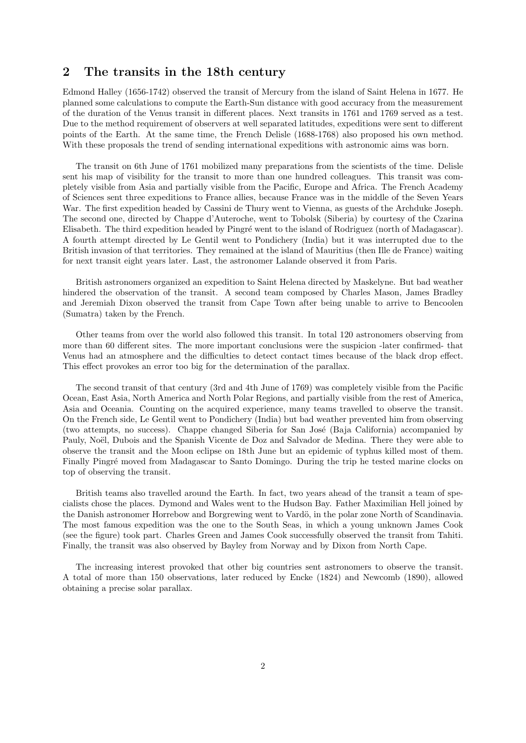## 2 The transits in the 18th century

Edmond Halley (1656-1742) observed the transit of Mercury from the island of Saint Helena in 1677. He planned some calculations to compute the Earth-Sun distance with good accuracy from the measurement of the duration of the Venus transit in different places. Next transits in 1761 and 1769 served as a test. Due to the method requirement of observers at well separated latitudes, expeditions were sent to different points of the Earth. At the same time, the French Delisle (1688-1768) also proposed his own method. With these proposals the trend of sending international expeditions with astronomic aims was born.

The transit on 6th June of 1761 mobilized many preparations from the scientists of the time. Delisle sent his map of visibility for the transit to more than one hundred colleagues. This transit was completely visible from Asia and partially visible from the Pacific, Europe and Africa. The French Academy of Sciences sent three expeditions to France allies, because France was in the middle of the Seven Years War. The first expedition headed by Cassini de Thury went to Vienna, as guests of the Archduke Joseph. The second one, directed by Chappe d'Auteroche, went to Tobolsk (Siberia) by courtesy of the Czarina Elisabeth. The third expedition headed by Pingré went to the island of Rodriguez (north of Madagascar). A fourth attempt directed by Le Gentil went to Pondichery (India) but it was interrupted due to the British invasion of that territories. They remained at the island of Mauritius (then Ille de France) waiting for next transit eight years later. Last, the astronomer Lalande observed it from Paris.

British astronomers organized an expedition to Saint Helena directed by Maskelyne. But bad weather hindered the observation of the transit. A second team composed by Charles Mason, James Bradley and Jeremiah Dixon observed the transit from Cape Town after being unable to arrive to Bencoolen (Sumatra) taken by the French.

Other teams from over the world also followed this transit. In total 120 astronomers observing from more than 60 different sites. The more important conclusions were the suspicion -later confirmed- that Venus had an atmosphere and the difficulties to detect contact times because of the black drop effect. This effect provokes an error too big for the determination of the parallax.

The second transit of that century (3rd and 4th June of 1769) was completely visible from the Pacific Ocean, East Asia, North America and North Polar Regions, and partially visible from the rest of America, Asia and Oceania. Counting on the acquired experience, many teams travelled to observe the transit. On the French side, Le Gentil went to Pondichery (India) but bad weather prevented him from observing (two attempts, no success). Chappe changed Siberia for San José (Baja California) accompanied by Pauly, Noël, Dubois and the Spanish Vicente de Doz and Salvador de Medina. There they were able to observe the transit and the Moon eclipse on 18th June but an epidemic of typhus killed most of them. Finally Pingré moved from Madagascar to Santo Domingo. During the trip he tested marine clocks on top of observing the transit.

British teams also travelled around the Earth. In fact, two years ahead of the transit a team of specialists chose the places. Dymond and Wales went to the Hudson Bay. Father Maximilian Hell joined by the Danish astronomer Horrebow and Borgrewing went to Vardö, in the polar zone North of Scandinavia. The most famous expedition was the one to the South Seas, in which a young unknown James Cook (see the figure) took part. Charles Green and James Cook successfully observed the transit from Tahiti. Finally, the transit was also observed by Bayley from Norway and by Dixon from North Cape.

The increasing interest provoked that other big countries sent astronomers to observe the transit. A total of more than 150 observations, later reduced by Encke (1824) and Newcomb (1890), allowed obtaining a precise solar parallax.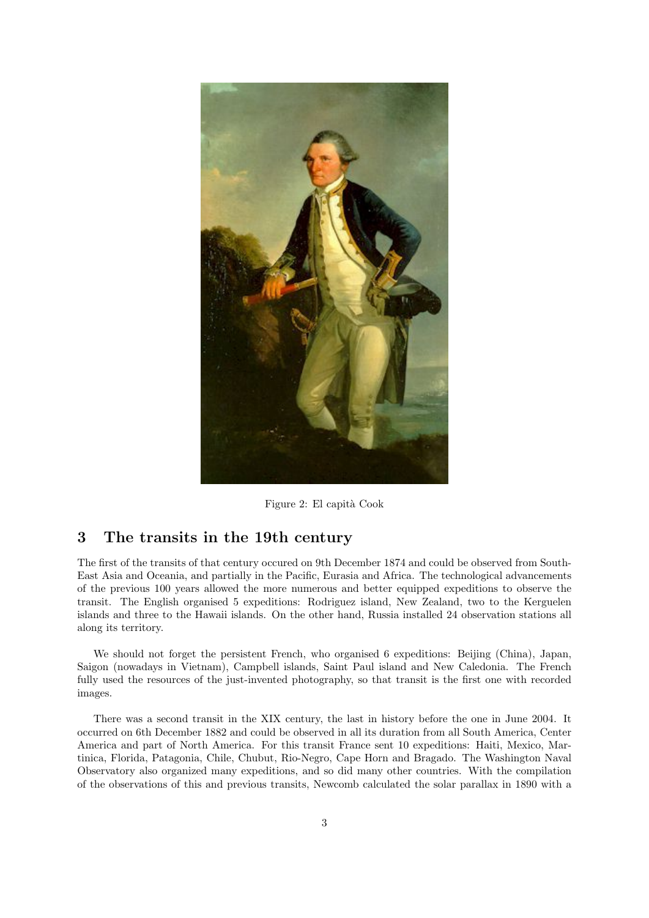Figure 2: El capità Cook

## 3 The transits in the 19th century

The first of the transits of that century occured on 9th December 1874 and could be observed from South-East Asia and Oceania, and partially in the Pacific, Eurasia and Africa. The technological advancements of the previous 100 years allowed the more numerous and better equipped expeditions to observe the transit. The English organised 5 expeditions: Rodriguez island, New Zealand, two to the Kerguelen islands and three to the Hawaii islands. On the other hand, Russia installed 24 observation stations all along its territory.

We should not forget the persistent French, who organised 6 expeditions: Beijing (China), Japan, Saigon (nowadays in Vietnam), Campbell islands, Saint Paul island and New Caledonia. The French fully used the resources of the just-invented photography, so that transit is the first one with recorded images.

There was a second transit in the XIX century, the last in history before the one in June 2004. It occurred on 6th December 1882 and could be observed in all its duration from all South America, Center America and part of North America. For this transit France sent 10 expeditions: Haiti, Mexico, Martinica, Florida, Patagonia, Chile, Chubut, Rio-Negro, Cape Horn and Bragado. The Washington Naval Observatory also organized many expeditions, and so did many other countries. With the compilation of the observations of this and previous transits, Newcomb calculated the solar parallax in 1890 with a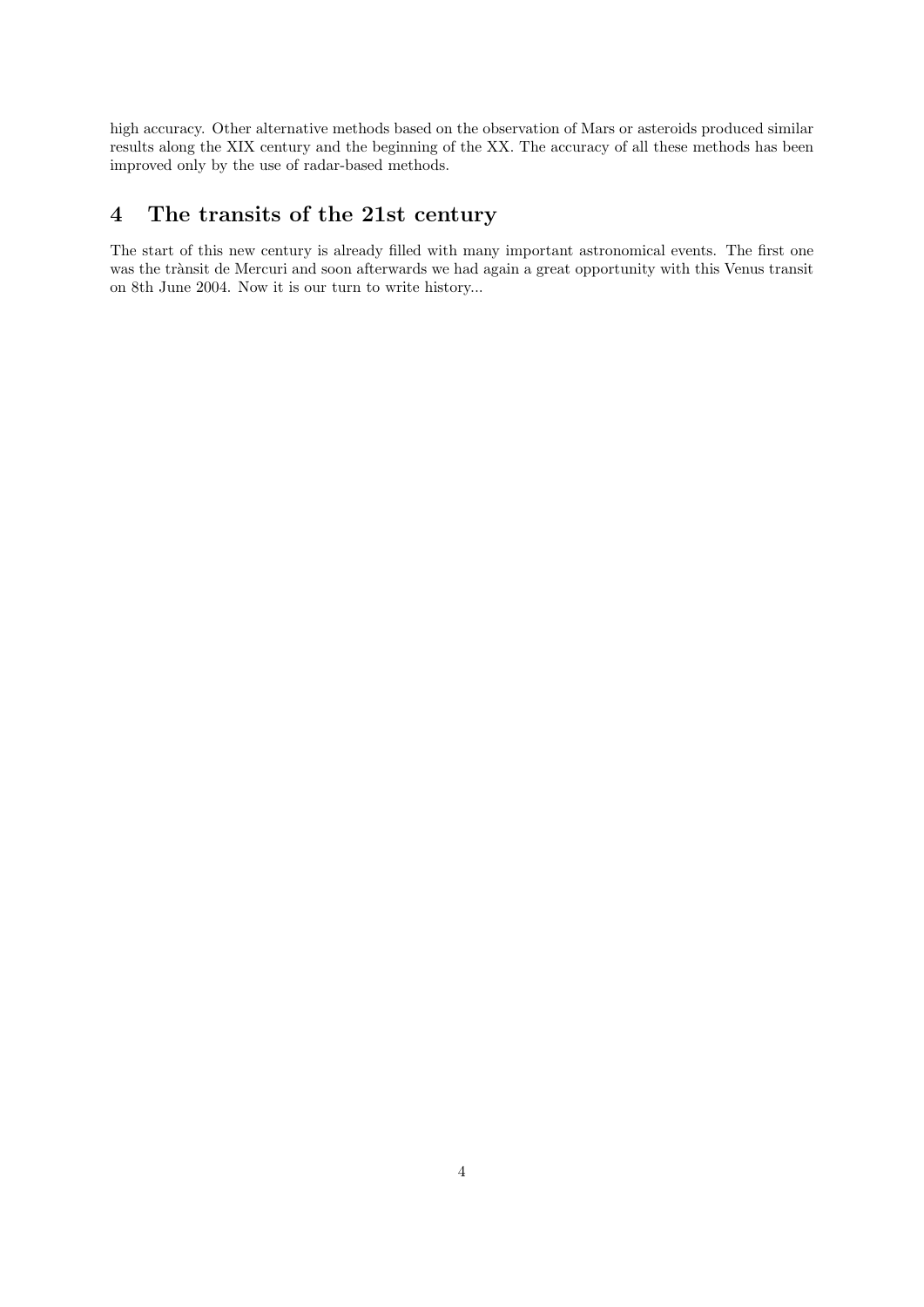high accuracy. Other alternative methods based on the observation of Mars or asteroids produced similar results along the XIX century and the beginning of the XX. The accuracy of all these methods has been improved only by the use of radar-based methods.

## 4 The transits of the 21st century

The start of this new century is already filled with many important astronomical events. The first one was the trànsit de Mercuri and soon afterwards we had again a great opportunity with this Venus transit on 8th June 2004. Now it is our turn to write history...